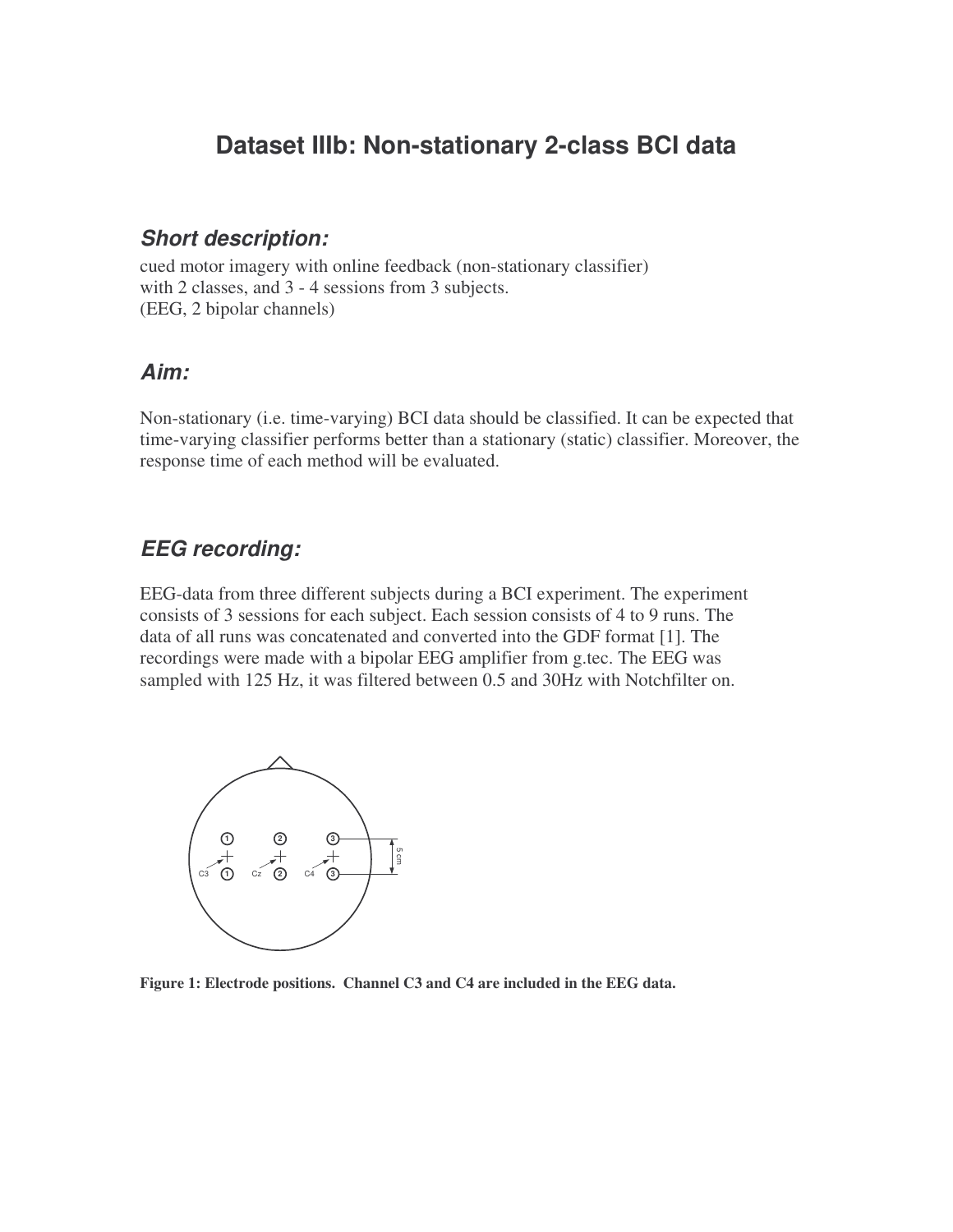# Dataset IIIb: Non-stationary 2-class BCI data

## *Short description:*

cued motor imagery with online feedback (non-stationary classifier)
with 2 classes, and 3 - 4 sessions from 3 subjects.
(EEG, 2 bipolar channels)

## *Aim:*

Non-stationary (i.e. time-varying) BCI data should be classified. It can be expected that time-varying classifier performs better than a stationary (static) classifier. Moreover, the response time of each method will be evaluated.

## *EEG recording:*

EEG-data from three different subjects during a BCI experiment. The experiment consists of 3 sessions for each subject. Each session consists of 4 to 9 runs. The data of all runs was concatenated and converted into the GDF format [1]. The recordings were made with a bipolar EEG amplifier from g.tec. The EEG was sampled with 125 Hz, it was filtered between 0.5 and 30Hz with Notchfilter on.

**Figure 1: Electrode positions. Channel C3 and C4 are included in the EEG data.**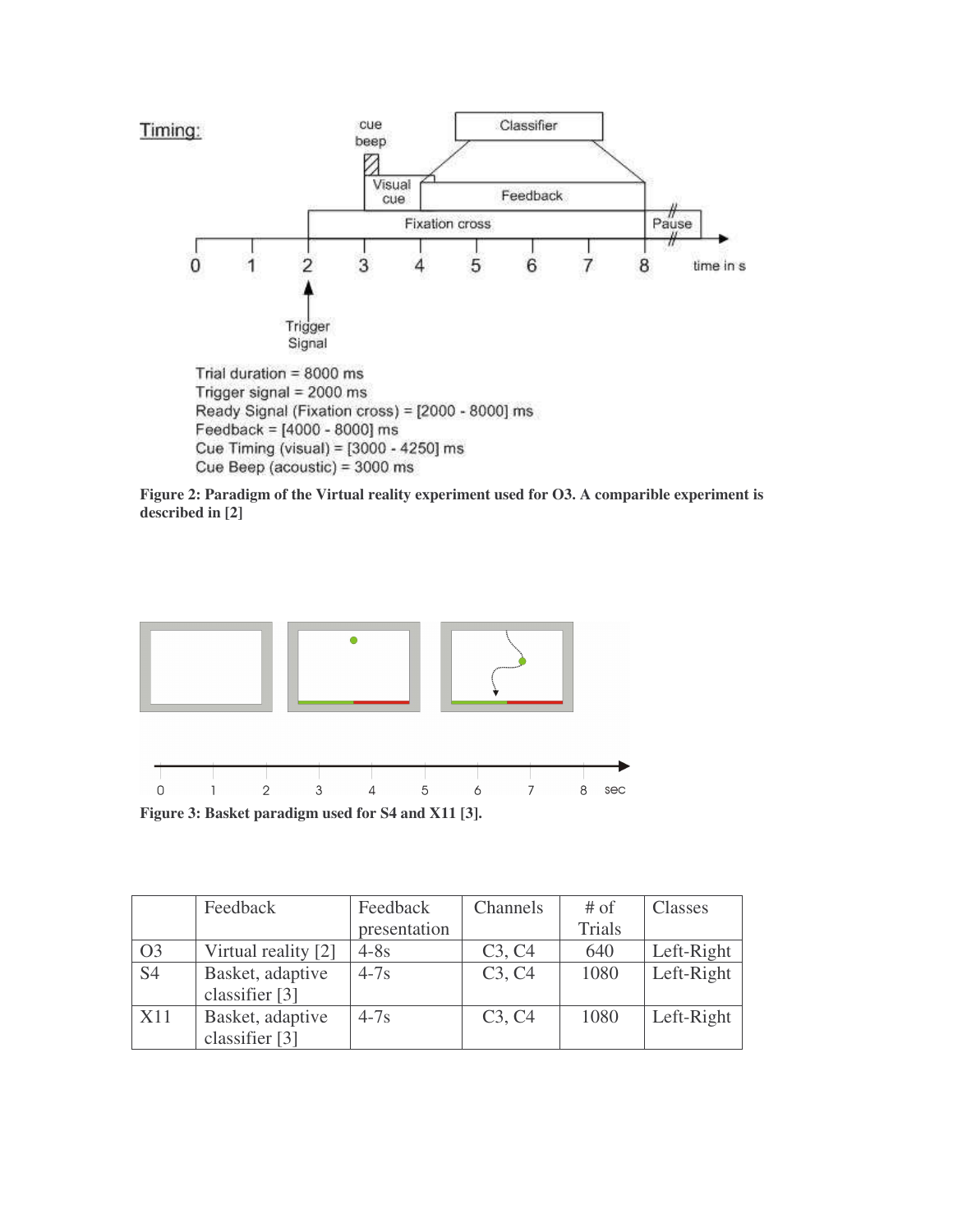Timing:

Trial duration = 8000 ms
Trigger signal = 2000 ms
Ready Signal (Fixation cross) = [2000 - 8000] ms
Feedback = [4000 - 8000] ms
Cue Timing (visual) = [3000 - 4250] ms
Cue Beep (acoustic) = 3000 ms

**Figure 2: Paradigm of the Virtual reality experiment used for O3. A comparible experiment is described in [2]**

**Figure 3: Basket paradigm used for S4 and X11 [3].**

| | Feedback | Feedback presentation | Channels | # of Trials | Classes |
|---|---|---|---|---|---|
| O3 | Virtual reality [2] | 4-8s | C3, C4 | 640 | Left-Right |
| S4 | Basket, adaptive classifier [3] | 4-7s | C3, C4 | 1080 | Left-Right |
| X11 | Basket, adaptive classifier [3] | 4-7s | C3, C4 | 1080 | Left-Right |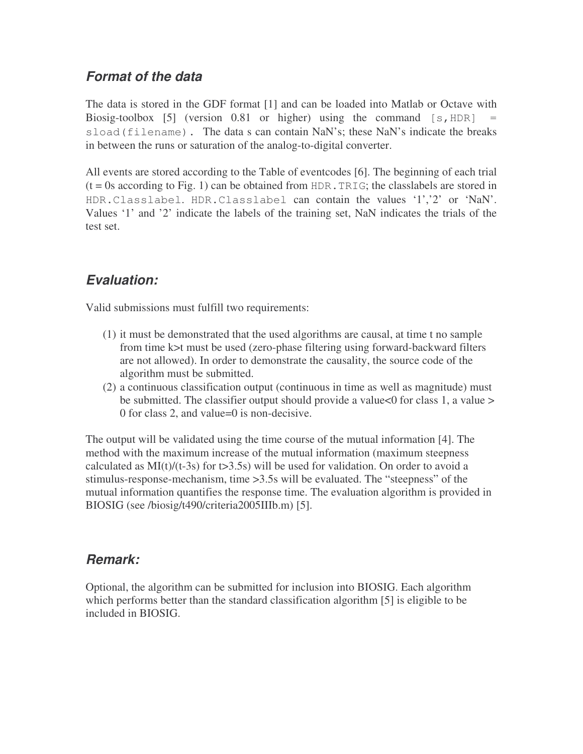## *Format of the data*

The data is stored in the GDF format [1] and can be loaded into Matlab or Octave with Biosig-toolbox [5] (version 0.81 or higher) using the command `[s,HDR] = sload(filename)`. The data s can contain NaN's; these NaN's indicate the breaks in between the runs or saturation of the analog-to-digital converter.

All events are stored according to the Table of eventcodes [6]. The beginning of each trial (t = 0s according to Fig. 1) can be obtained from `HDR.TRIG`; the classlabels are stored in `HDR.Classlabel`. `HDR.Classlabel` can contain the values '1','2' or 'NaN'. Values '1' and '2' indicate the labels of the training set, NaN indicates the trials of the test set.

## *Evaluation:*

Valid submissions must fulfill two requirements:

(1) it must be demonstrated that the used algorithms are causal, at time t no sample from time k>t must be used (zero-phase filtering using forward-backward filters are not allowed). In order to demonstrate the causality, the source code of the algorithm must be submitted.
(2) a continuous classification output (continuous in time as well as magnitude) must be submitted. The classifier output should provide a value<0 for class 1, a value > 0 for class 2, and value=0 is non-decisive.

The output will be validated using the time course of the mutual information [4]. The method with the maximum increase of the mutual information (maximum steepness calculated as MI(t)/(t-3s) for t>3.5s) will be used for validation. On order to avoid a stimulus-response-mechanism, time >3.5s will be evaluated. The "steepness" of the mutual information quantifies the response time. The evaluation algorithm is provided in BIOSIG (see /biosig/t490/criteria2005IIIb.m) [5].

## *Remark:*

Optional, the algorithm can be submitted for inclusion into BIOSIG. Each algorithm which performs better than the standard classification algorithm [5] is eligible to be included in BIOSIG.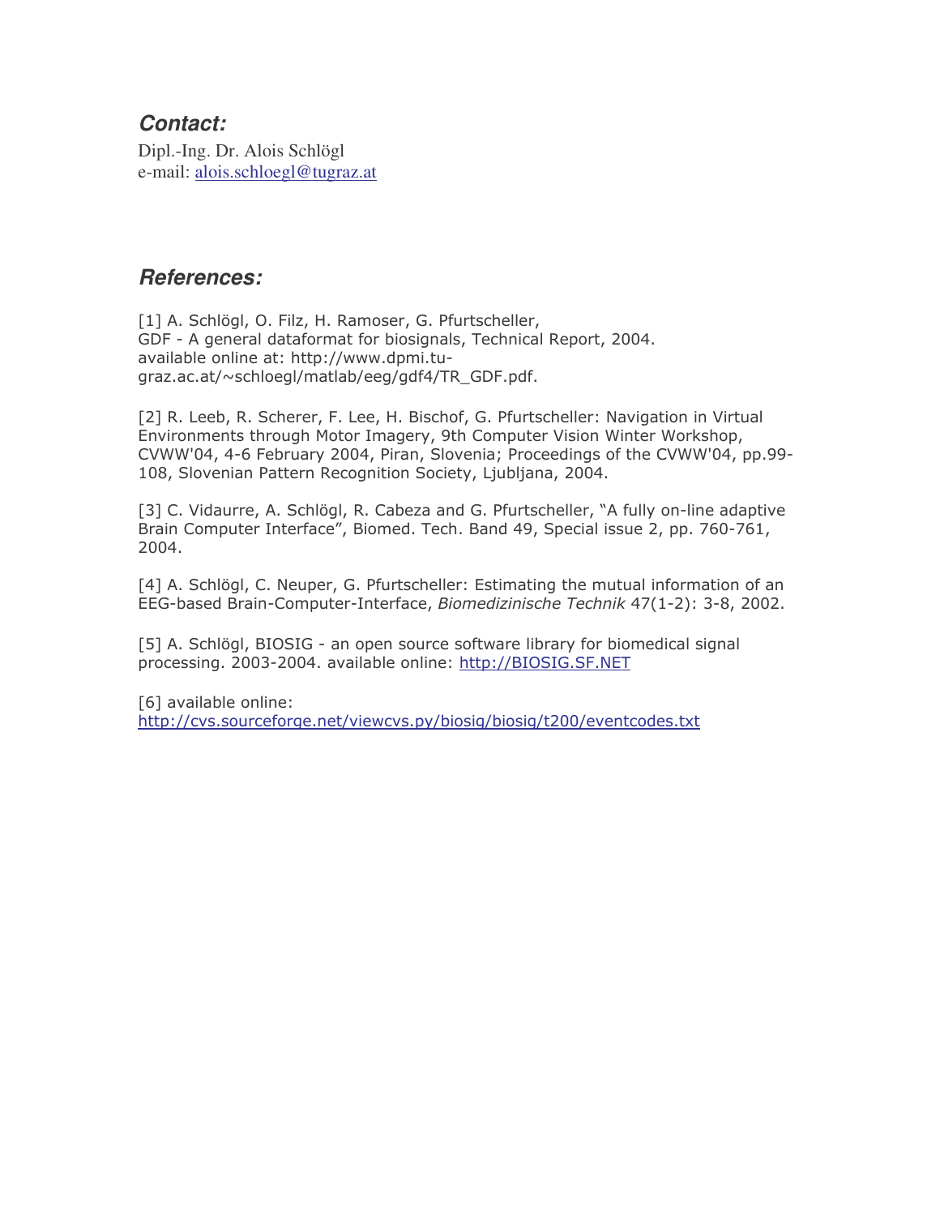## *Contact:*

Dipl.-Ing. Dr. Alois Schlögl
e-mail: alois.schloegl@tugraz.at

## *References:*

[1] A. Schlögl, O. Filz, H. Ramoser, G. Pfurtscheller, GDF - A general dataformat for biosignals, Technical Report, 2004. available online at: http://www.dpmi.tu-graz.ac.at/~schloegl/matlab/eeg/gdf4/TR_GDF.pdf.

[2] R. Leeb, R. Scherer, F. Lee, H. Bischof, G. Pfurtscheller: Navigation in Virtual Environments through Motor Imagery, 9th Computer Vision Winter Workshop, CVWW'04, 4-6 February 2004, Piran, Slovenia; Proceedings of the CVWW'04, pp.99-108, Slovenian Pattern Recognition Society, Ljubljana, 2004.

[3] C. Vidaurre, A. Schlögl, R. Cabeza and G. Pfurtscheller, "A fully on-line adaptive Brain Computer Interface", Biomed. Tech. Band 49, Special issue 2, pp. 760-761, 2004.

[4] A. Schlögl, C. Neuper, G. Pfurtscheller: Estimating the mutual information of an EEG-based Brain-Computer-Interface, *Biomedizinische Technik* 47(1-2): 3-8, 2002.

[5] A. Schlögl, BIOSIG - an open source software library for biomedical signal processing. 2003-2004. available online: http://BIOSIG.SF.NET

[6] available online: http://cvs.sourceforge.net/viewcvs.py/biosig/biosig/t200/eventcodes.txt